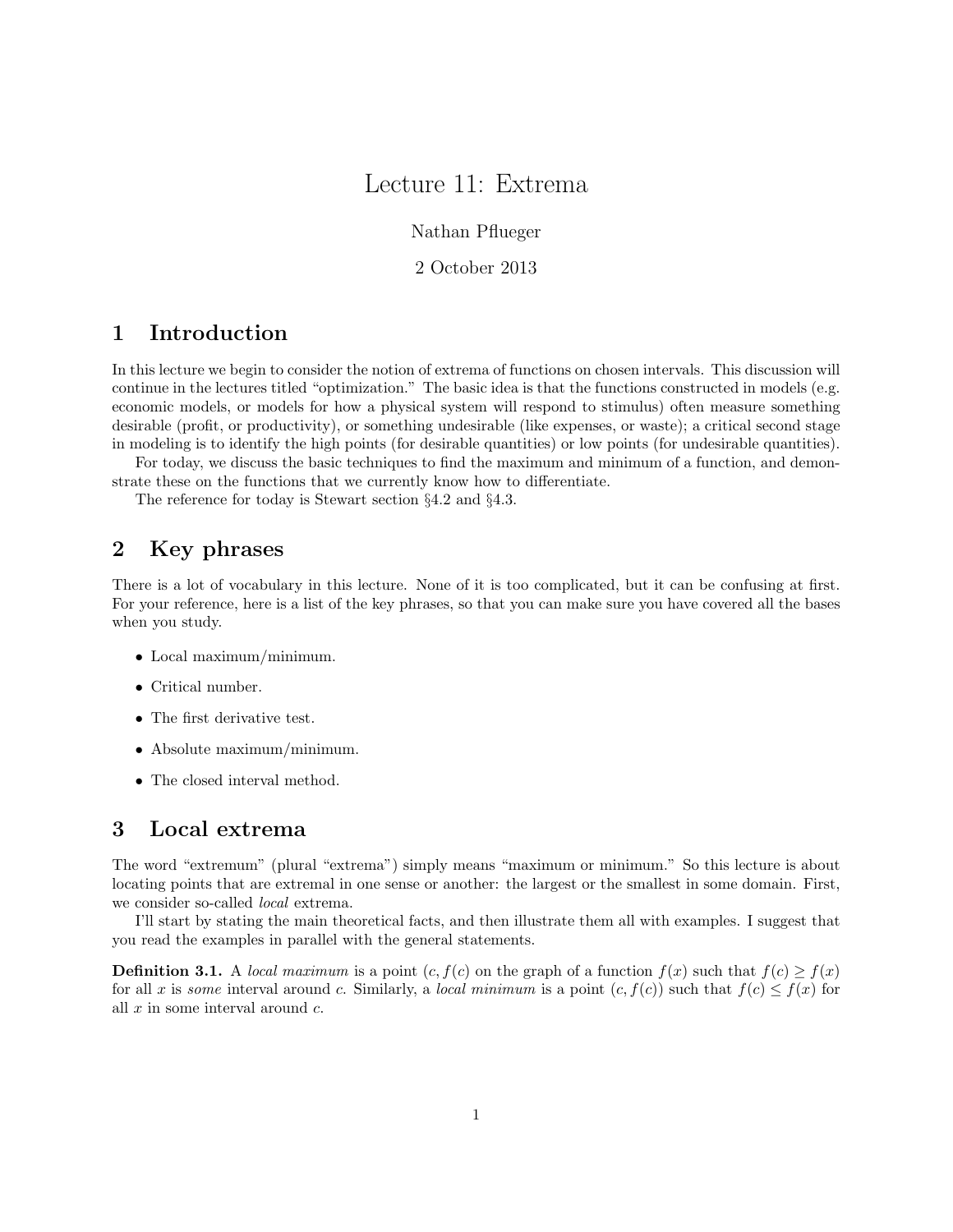# Lecture 11: Extrema

Nathan Pflueger

2 October 2013

## 1 Introduction

In this lecture we begin to consider the notion of extrema of functions on chosen intervals. This discussion will continue in the lectures titled "optimization." The basic idea is that the functions constructed in models (e.g. economic models, or models for how a physical system will respond to stimulus) often measure something desirable (profit, or productivity), or something undesirable (like expenses, or waste); a critical second stage in modeling is to identify the high points (for desirable quantities) or low points (for undesirable quantities).

For today, we discuss the basic techniques to find the maximum and minimum of a function, and demonstrate these on the functions that we currently know how to differentiate.

The reference for today is Stewart section §4.2 and §4.3.

## 2 Key phrases

There is a lot of vocabulary in this lecture. None of it is too complicated, but it can be confusing at first. For your reference, here is a list of the key phrases, so that you can make sure you have covered all the bases when you study.

- Local maximum/minimum.
- Critical number.
- The first derivative test.
- Absolute maximum/minimum.
- The closed interval method.

## 3 Local extrema

The word "extremum" (plural "extrema") simply means "maximum or minimum." So this lecture is about locating points that are extremal in one sense or another: the largest or the smallest in some domain. First, we consider so-called *local* extrema.

I'll start by stating the main theoretical facts, and then illustrate them all with examples. I suggest that you read the examples in parallel with the general statements.

**Definition 3.1.** A *local maximum* is a point $(c, f(c)$ on the graph of a function $f(x)$ such that $f(c) \geq f(x)$ for all $x$ is *some* interval around $c$. Similarly, a *local minimum* is a point $(c, f(c))$ such that $f(c) \leq f(x)$ for all $x$ in some interval around $c$.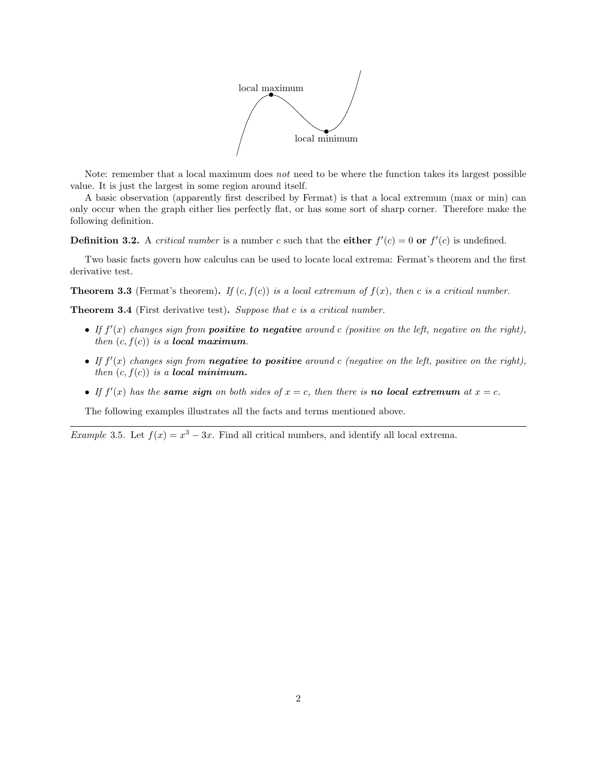local maximum

local minimum

Note: remember that a local maximum does *not* need to be where the function takes its largest possible value. It is just the largest in some region around itself.

A basic observation (apparently first described by Fermat) is that a local extremum (max or min) can only occur when the graph either lies perfectly flat, or has some sort of sharp corner. Therefore make the following definition.

**Definition 3.2.** A *critical number* is a number $c$ such that the **either** $f'(c) = 0$ **or** $f'(c)$ is undefined.

Two basic facts govern how calculus can be used to locate local extrema: Fermat's theorem and the first derivative test.

**Theorem 3.3** (Fermat's theorem)**.** *If $(c, f(c))$ is a local extremum of $f(x)$, then $c$ is a critical number.*

**Theorem 3.4** (First derivative test)**.** *Suppose that $c$ is a critical number.*

- *If $f'(x)$ changes sign from **positive to negative** around $c$ (positive on the left, negative on the right), then $(c, f(c))$ is a **local maximum**.*
- *If $f'(x)$ changes sign from **negative to positive** around $c$ (negative on the left, positive on the right), then $(c, f(c))$ is a **local minimum.***
- *If $f'(x)$ has the **same sign** on both sides of $x = c$, then there is **no local extremum** at $x = c$.*

The following examples illustrates all the facts and terms mentioned above.

---

*Example* 3.5. Let $f(x) = x^3 - 3x$. Find all critical numbers, and identify all local extrema.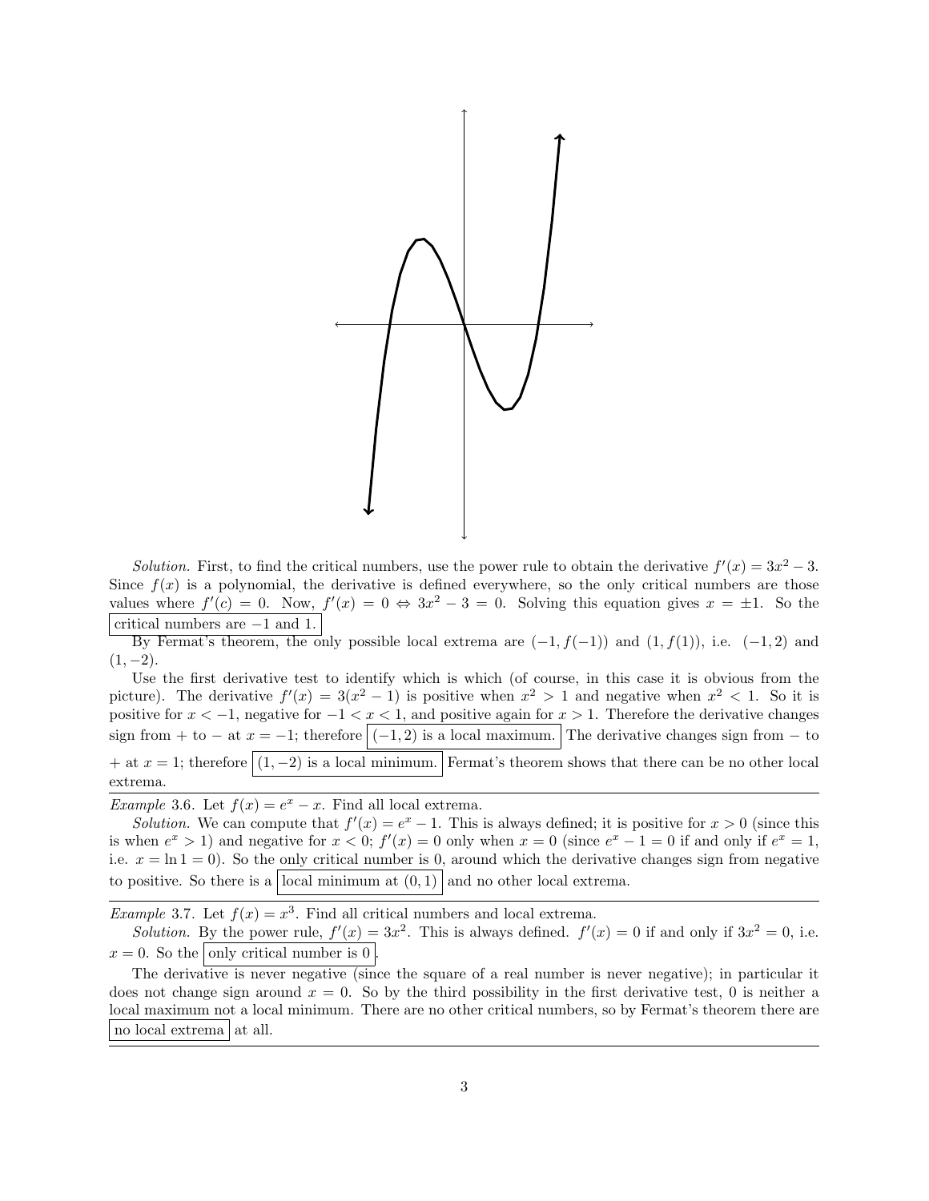*Solution.* First, to find the critical numbers, use the power rule to obtain the derivative $f'(x) = 3x^2 - 3$. Since $f(x)$ is a polynomial, the derivative is defined everywhere, so the only critical numbers are those values where $f'(c) = 0$. Now, $f'(x) = 0 \Leftrightarrow 3x^2 - 3 = 0$. Solving this equation gives $x = \pm 1$. So the $\boxed{\text{critical numbers are } -1 \text{ and } 1.}$

By Fermat's theorem, the only possible local extrema are $(-1, f(-1))$ and $(1, f(1))$, i.e. $(-1, 2)$ and $(1, -2)$.

Use the first derivative test to identify which is which (of course, in this case it is obvious from the picture). The derivative $f'(x) = 3(x^2 - 1)$ is positive when $x^2 > 1$ and negative when $x^2 < 1$. So it is positive for $x < -1$, negative for $-1 < x < 1$, and positive again for $x > 1$. Therefore the derivative changes sign from $+$ to $-$ at $x = -1$; therefore $\boxed{(-1, 2) \text{ is a local maximum.}}$ The derivative changes sign from $-$ to $+$ at $x = 1$; therefore $\boxed{(1, -2) \text{ is a local minimum.}}$ Fermat's theorem shows that there can be no other local extrema.

---

*Example* 3.6. Let $f(x) = e^x - x$. Find all local extrema.

*Solution.* We can compute that $f'(x) = e^x - 1$. This is always defined; it is positive for $x > 0$ (since this is when $e^x > 1$) and negative for $x < 0$; $f'(x) = 0$ only when $x = 0$ (since $e^x - 1 = 0$ if and only if $e^x = 1$, i.e. $x = \ln 1 = 0$). So the only critical number is 0, around which the derivative changes sign from negative to positive. So there is a $\boxed{\text{local minimum at } (0, 1)}$ and no other local extrema.

---

*Example* 3.7. Let $f(x) = x^3$. Find all critical numbers and local extrema.

*Solution.* By the power rule, $f'(x) = 3x^2$. This is always defined. $f'(x) = 0$ if and only if $3x^2 = 0$, i.e. $x = 0$. So the $\boxed{\text{only critical number is } 0}$.

The derivative is never negative (since the square of a real number is never negative); in particular it does not change sign around $x = 0$. So by the third possibility in the first derivative test, 0 is neither a local maximum not a local minimum. There are no other critical numbers, so by Fermat's theorem there are $\boxed{\text{no local extrema}}$ at all.

---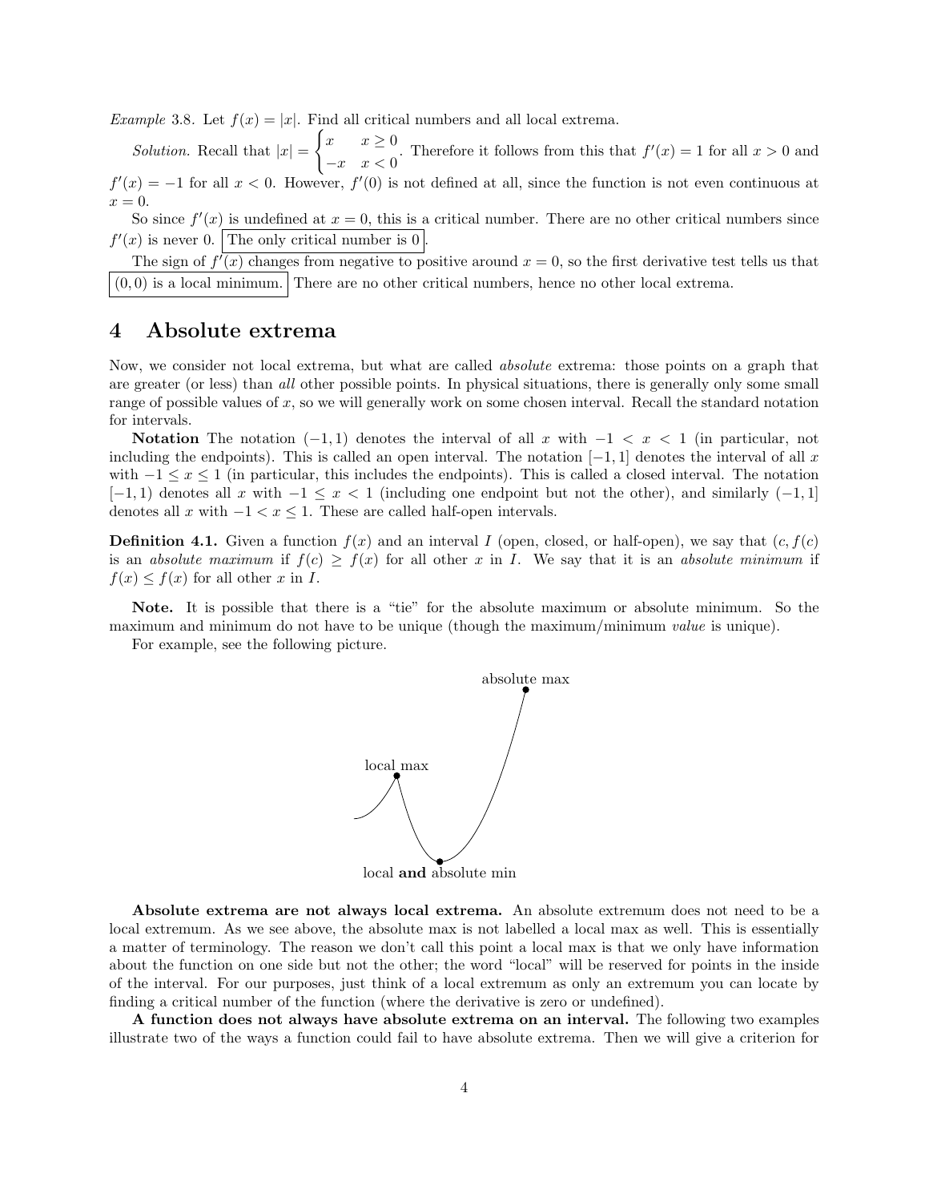*Example* 3.8. Let $f(x) = |x|$. Find all critical numbers and all local extrema.

*Solution.* Recall that $|x| = \begin{cases} x & x \geq 0 \\ -x & x < 0 \end{cases}$. Therefore it follows from this that $f'(x) = 1$ for all $x > 0$ and $f'(x) = -1$ for all $x < 0$. However, $f'(0)$ is not defined at all, since the function is not even continuous at $x = 0$.

So since $f'(x)$ is undefined at $x = 0$, this is a critical number. There are no other critical numbers since $f'(x)$ is never 0. The only critical number is 0.

The sign of $f'(x)$ changes from negative to positive around $x = 0$, so the first derivative test tells us that $(0, 0)$ is a local minimum. There are no other critical numbers, hence no other local extrema.

# 4 Absolute extrema

Now, we consider not local extrema, but what are called *absolute* extrema: those points on a graph that are greater (or less) than *all* other possible points. In physical situations, there is generally only some small range of possible values of $x$, so we will generally work on some chosen interval. Recall the standard notation for intervals.

**Notation** The notation $(-1, 1)$ denotes the interval of all $x$ with $-1 < x < 1$ (in particular, not including the endpoints). This is called an open interval. The notation $[-1, 1]$ denotes the interval of all $x$ with $-1 \leq x \leq 1$ (in particular, this includes the endpoints). This is called a closed interval. The notation $[-1, 1)$ denotes all $x$ with $-1 \leq x < 1$ (including one endpoint but not the other), and similarly $(-1, 1]$ denotes all $x$ with $-1 < x \leq 1$. These are called half-open intervals.

**Definition 4.1.** Given a function $f(x)$ and an interval $I$ (open, closed, or half-open), we say that $(c, f(c)$ is an *absolute maximum* if $f(c) \geq f(x)$ for all other $x$ in $I$. We say that it is an *absolute minimum* if $f(x) \leq f(x)$ for all other $x$ in $I$.

**Note.** It is possible that there is a "tie" for the absolute maximum or absolute minimum. So the maximum and minimum do not have to be unique (though the maximum/minimum *value* is unique).

For example, see the following picture.

absolute max

local max

local **and** absolute min

**Absolute extrema are not always local extrema.** An absolute extremum does not need to be a local extremum. As we see above, the absolute max is not labelled a local max as well. This is essentially a matter of terminology. The reason we don't call this point a local max is that we only have information about the function on one side but not the other; the word "local" will be reserved for points in the inside of the interval. For our purposes, just think of a local extremum as only an extremum you can locate by finding a critical number of the function (where the derivative is zero or undefined).

**A function does not always have absolute extrema on an interval.** The following two examples illustrate two of the ways a function could fail to have absolute extrema. Then we will give a criterion for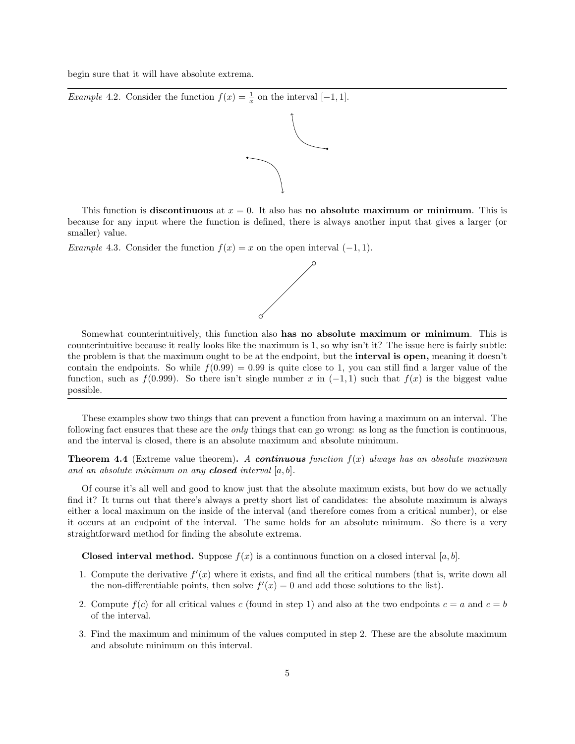begin sure that it will have absolute extrema.

---

*Example* 4.2. Consider the function $f(x) = \frac{1}{x}$ on the interval $[-1, 1]$.

This function is **discontinuous** at $x = 0$. It also has **no absolute maximum or minimum**. This is because for any input where the function is defined, there is always another input that gives a larger (or smaller) value.

*Example* 4.3. Consider the function $f(x) = x$ on the open interval $(-1, 1)$.

Somewhat counterintuitively, this function also **has no absolute maximum or minimum**. This is counterintuitive because it really looks like the maximum is 1, so why isn't it? The issue here is fairly subtle: the problem is that the maximum ought to be at the endpoint, but the **interval is open,** meaning it doesn't contain the endpoints. So while $f(0.99) = 0.99$ is quite close to 1, you can still find a larger value of the function, such as $f(0.999)$. So there isn't single number $x$ in $(-1, 1)$ such that $f(x)$ is the biggest value possible.

---

These examples show two things that can prevent a function from having a maximum on an interval. The following fact ensures that these are the *only* things that can go wrong: as long as the function is continuous, and the interval is closed, there is an absolute maximum and absolute minimum.

**Theorem 4.4** (Extreme value theorem)**.** *A* ***continuous*** *function $f(x)$ always has an absolute maximum and an absolute minimum on any* ***closed*** *interval $[a, b]$.*

Of course it's all well and good to know just that the absolute maximum exists, but how do we actually find it? It turns out that there's always a pretty short list of candidates: the absolute maximum is always either a local maximum on the inside of the interval (and therefore comes from a critical number), or else it occurs at an endpoint of the interval. The same holds for an absolute minimum. So there is a very straightforward method for finding the absolute extrema.

**Closed interval method.** Suppose $f(x)$ is a continuous function on a closed interval $[a, b]$.

1. Compute the derivative $f'(x)$ where it exists, and find all the critical numbers (that is, write down all the non-differentiable points, then solve $f'(x) = 0$ and add those solutions to the list).
2. Compute $f(c)$ for all critical values $c$ (found in step 1) and also at the two endpoints $c = a$ and $c = b$ of the interval.
3. Find the maximum and minimum of the values computed in step 2. These are the absolute maximum and absolute minimum on this interval.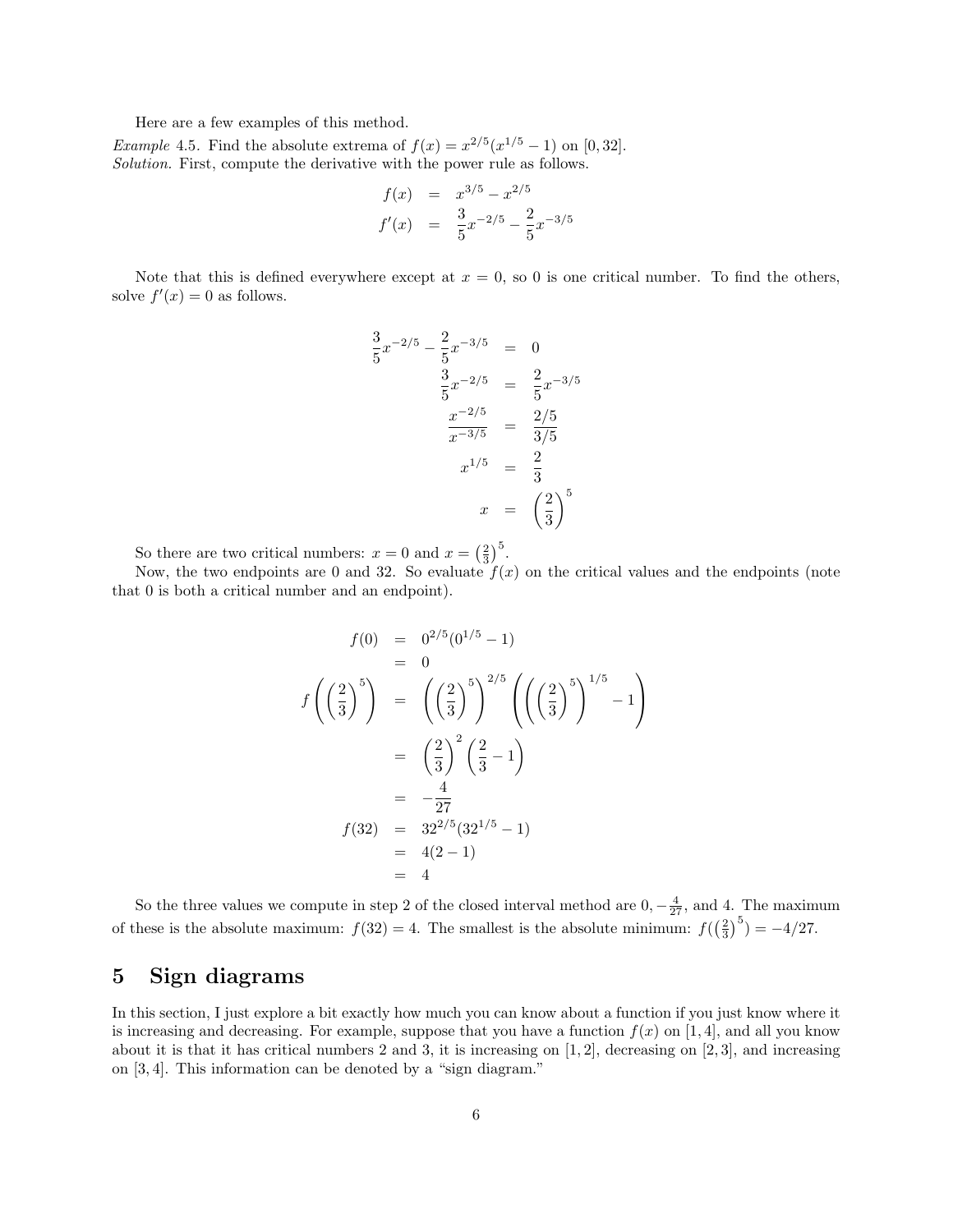Here are a few examples of this method.

*Example* 4.5. Find the absolute extrema of $f(x) = x^{2/5}(x^{1/5} - 1)$ on $[0, 32]$.

*Solution.* First, compute the derivative with the power rule as follows.

$$\begin{aligned} f(x) &= x^{3/5} - x^{2/5} \\ f'(x) &= \frac{3}{5}x^{-2/5} - \frac{2}{5}x^{-3/5} \end{aligned}$$

Note that this is defined everywhere except at $x = 0$, so 0 is one critical number. To find the others, solve $f'(x) = 0$ as follows.

$$\begin{aligned} \frac{3}{5}x^{-2/5} - \frac{2}{5}x^{-3/5} &= 0 \\ \frac{3}{5}x^{-2/5} &= \frac{2}{5}x^{-3/5} \\ \frac{x^{-2/5}}{x^{-3/5}} &= \frac{2/5}{3/5} \\ x^{1/5} &= \frac{2}{3} \\ x &= \left(\frac{2}{3}\right)^5 \end{aligned}$$

So there are two critical numbers: $x = 0$ and $x = \left(\frac{2}{3}\right)^5$.

Now, the two endpoints are 0 and 32. So evaluate $f(x)$ on the critical values and the endpoints (note that 0 is both a critical number and an endpoint).

$$\begin{aligned} f(0) &= 0^{2/5}(0^{1/5} - 1) \\ &= 0 \\ f\left(\left(\frac{2}{3}\right)^5\right) &= \left(\left(\frac{2}{3}\right)^5\right)^{2/5}\left(\left(\left(\frac{2}{3}\right)^5\right)^{1/5} - 1\right) \\ &= \left(\frac{2}{3}\right)^2\left(\frac{2}{3} - 1\right) \\ &= -\frac{4}{27} \\ f(32) &= 32^{2/5}(32^{1/5} - 1) \\ &= 4(2 - 1) \\ &= 4 \end{aligned}$$

So the three values we compute in step 2 of the closed interval method are $0, -\frac{4}{27}$, and 4. The maximum of these is the absolute maximum: $f(32) = 4$. The smallest is the absolute minimum: $f(\left(\frac{2}{3}\right)^5) = -4/27$.

## 5 Sign diagrams

In this section, I just explore a bit exactly how much you can know about a function if you just know where it is increasing and decreasing. For example, suppose that you have a function $f(x)$ on $[1, 4]$, and all you know about it is that it has critical numbers 2 and 3, it is increasing on $[1, 2]$, decreasing on $[2, 3]$, and increasing on $[3, 4]$. This information can be denoted by a "sign diagram."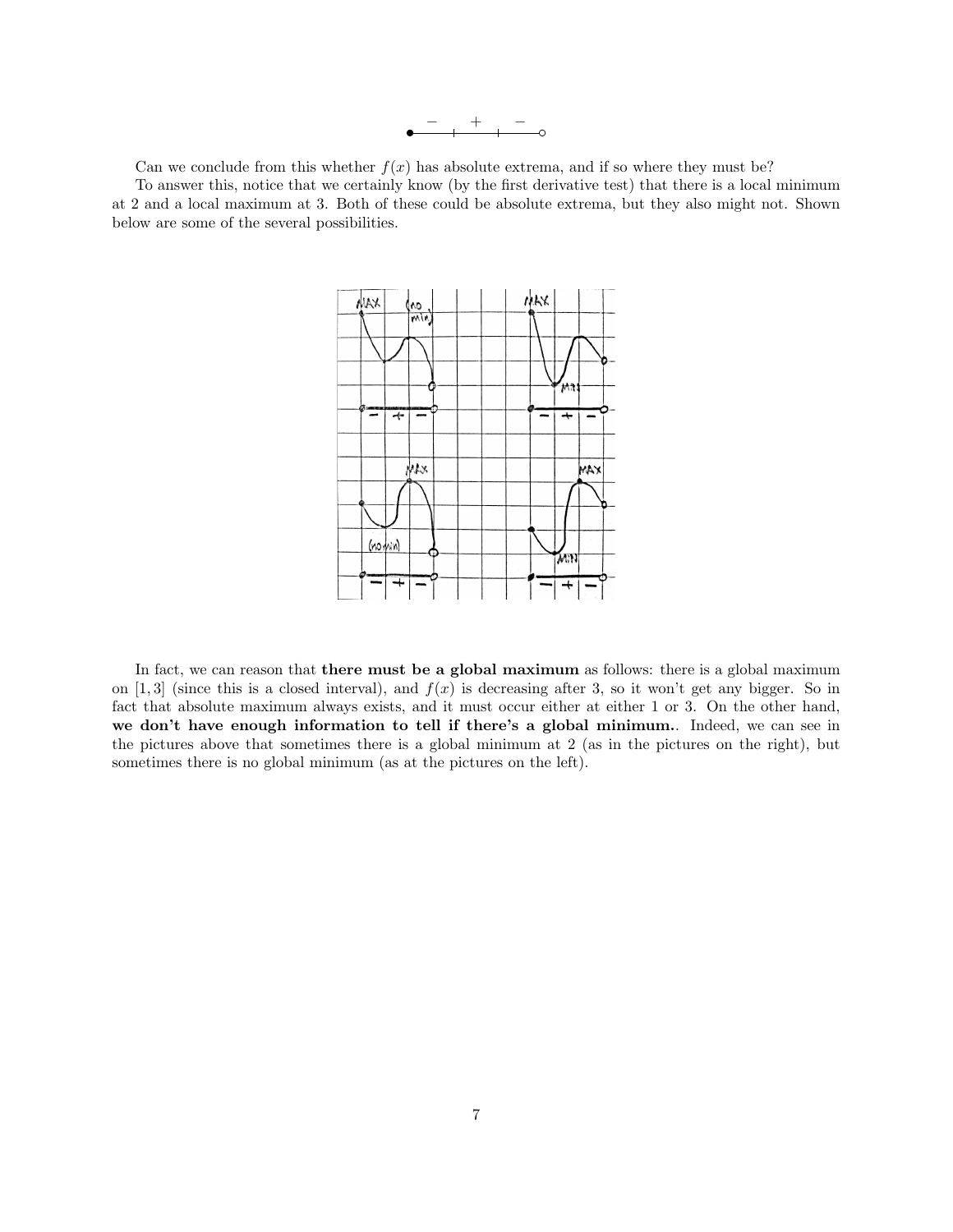− + −

Can we conclude from this whether $f(x)$ has absolute extrema, and if so where they must be?

To answer this, notice that we certainly know (by the first derivative test) that there is a local minimum at 2 and a local maximum at 3. Both of these could be absolute extrema, but they also might not. Shown below are some of the several possibilities.

MAX

(no min)

− + −

MAX

MIN

− + −

MAX

(no min)

− + −

MAX

MIN

− + −

In fact, we can reason that **there must be a global maximum** as follows: there is a global maximum on $[1, 3]$ (since this is a closed interval), and $f(x)$ is decreasing after 3, so it won't get any bigger. So in fact that absolute maximum always exists, and it must occur either at either 1 or 3. On the other hand, **we don't have enough information to tell if there's a global minimum.**. Indeed, we can see in the pictures above that sometimes there is a global minimum at 2 (as in the pictures on the right), but sometimes there is no global minimum (as at the pictures on the left).